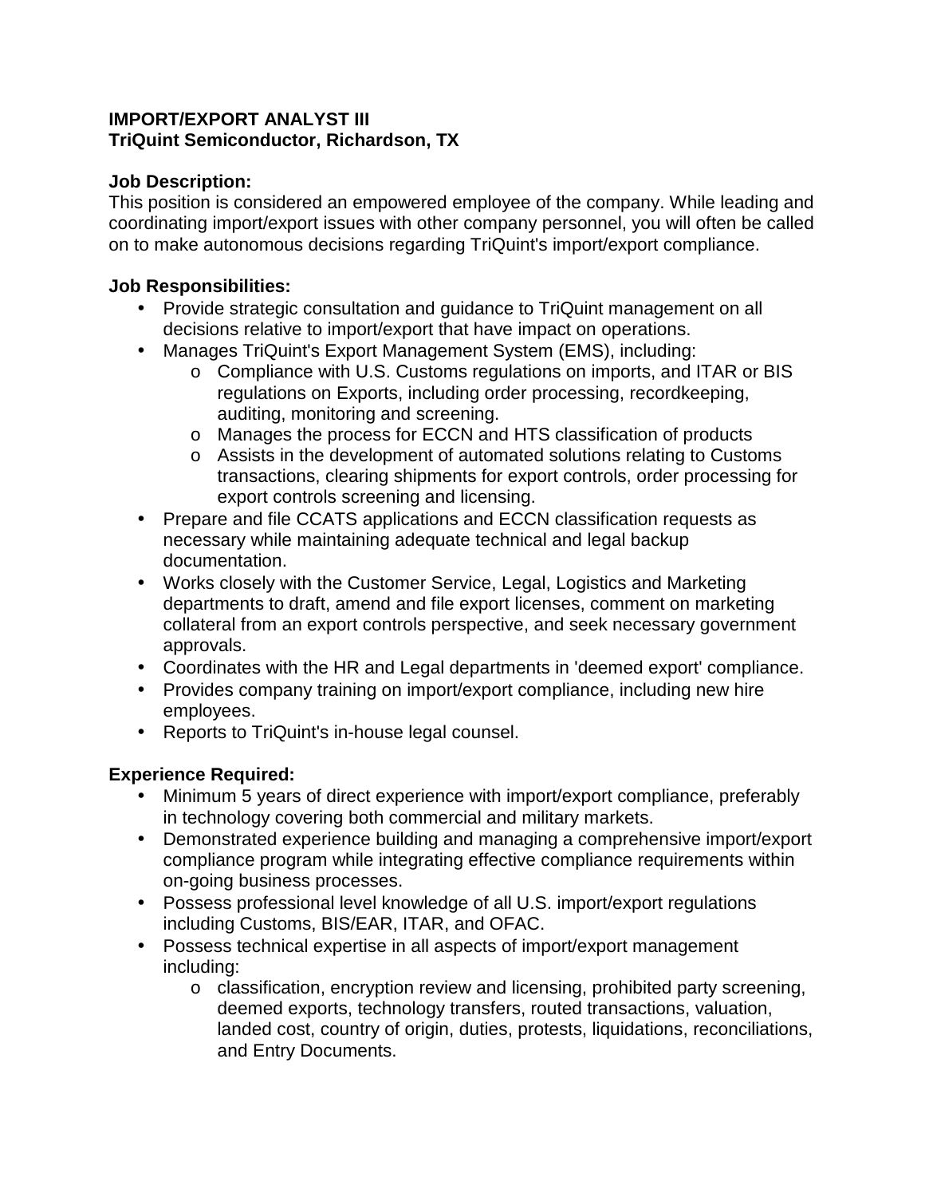**IMPORT/EXPORT ANALYST III**
**TriQuint Semiconductor, Richardson, TX**

**Job Description:**
This position is considered an empowered employee of the company. While leading and coordinating import/export issues with other company personnel, you will often be called on to make autonomous decisions regarding TriQuint's import/export compliance.

**Job Responsibilities:**

- Provide strategic consultation and guidance to TriQuint management on all decisions relative to import/export that have impact on operations.
- Manages TriQuint's Export Management System (EMS), including:
  - Compliance with U.S. Customs regulations on imports, and ITAR or BIS regulations on Exports, including order processing, recordkeeping, auditing, monitoring and screening.
  - Manages the process for ECCN and HTS classification of products
  - Assists in the development of automated solutions relating to Customs transactions, clearing shipments for export controls, order processing for export controls screening and licensing.
- Prepare and file CCATS applications and ECCN classification requests as necessary while maintaining adequate technical and legal backup documentation.
- Works closely with the Customer Service, Legal, Logistics and Marketing departments to draft, amend and file export licenses, comment on marketing collateral from an export controls perspective, and seek necessary government approvals.
- Coordinates with the HR and Legal departments in 'deemed export' compliance.
- Provides company training on import/export compliance, including new hire employees.
- Reports to TriQuint's in-house legal counsel.

**Experience Required:**

- Minimum 5 years of direct experience with import/export compliance, preferably in technology covering both commercial and military markets.
- Demonstrated experience building and managing a comprehensive import/export compliance program while integrating effective compliance requirements within on-going business processes.
- Possess professional level knowledge of all U.S. import/export regulations including Customs, BIS/EAR, ITAR, and OFAC.
- Possess technical expertise in all aspects of import/export management including:
  - classification, encryption review and licensing, prohibited party screening, deemed exports, technology transfers, routed transactions, valuation, landed cost, country of origin, duties, protests, liquidations, reconciliations, and Entry Documents.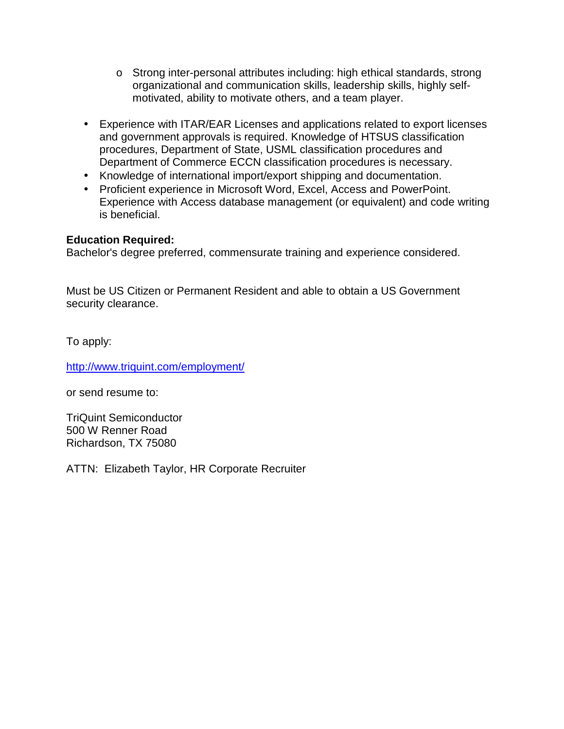- Strong inter-personal attributes including: high ethical standards, strong organizational and communication skills, leadership skills, highly self-motivated, ability to motivate others, and a team player.

- Experience with ITAR/EAR Licenses and applications related to export licenses and government approvals is required. Knowledge of HTSUS classification procedures, Department of State, USML classification procedures and Department of Commerce ECCN classification procedures is necessary.
- Knowledge of international import/export shipping and documentation.
- Proficient experience in Microsoft Word, Excel, Access and PowerPoint. Experience with Access database management (or equivalent) and code writing is beneficial.

**Education Required:**
Bachelor's degree preferred, commensurate training and experience considered.

Must be US Citizen or Permanent Resident and able to obtain a US Government security clearance.

To apply:

http://www.triquint.com/employment/

or send resume to:

TriQuint Semiconductor
500 W Renner Road
Richardson, TX 75080

ATTN: Elizabeth Taylor, HR Corporate Recruiter